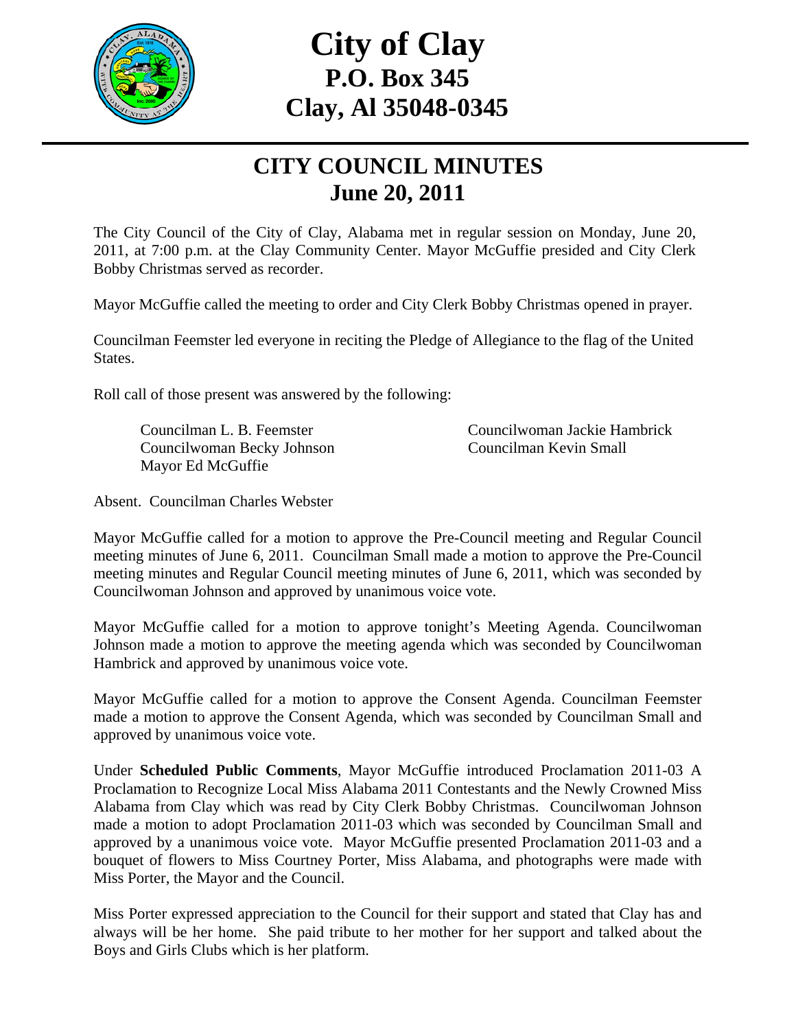# City of Clay
## P.O. Box 345
## Clay, Al 35048-0345

## CITY COUNCIL MINUTES
## June 20, 2011

The City Council of the City of Clay, Alabama met in regular session on Monday, June 20, 2011, at 7:00 p.m. at the Clay Community Center. Mayor McGuffie presided and City Clerk Bobby Christmas served as recorder.

Mayor McGuffie called the meeting to order and City Clerk Bobby Christmas opened in prayer.

Councilman Feemster led everyone in reciting the Pledge of Allegiance to the flag of the United States.

Roll call of those present was answered by the following:

Councilman L. B. Feemster
Councilwoman Jackie Hambrick
Councilwoman Becky Johnson
Councilman Kevin Small
Mayor Ed McGuffie

Absent. Councilman Charles Webster

Mayor McGuffie called for a motion to approve the Pre-Council meeting and Regular Council meeting minutes of June 6, 2011. Councilman Small made a motion to approve the Pre-Council meeting minutes and Regular Council meeting minutes of June 6, 2011, which was seconded by Councilwoman Johnson and approved by unanimous voice vote.

Mayor McGuffie called for a motion to approve tonight's Meeting Agenda. Councilwoman Johnson made a motion to approve the meeting agenda which was seconded by Councilwoman Hambrick and approved by unanimous voice vote.

Mayor McGuffie called for a motion to approve the Consent Agenda. Councilman Feemster made a motion to approve the Consent Agenda, which was seconded by Councilman Small and approved by unanimous voice vote.

Under **Scheduled Public Comments**, Mayor McGuffie introduced Proclamation 2011-03 A Proclamation to Recognize Local Miss Alabama 2011 Contestants and the Newly Crowned Miss Alabama from Clay which was read by City Clerk Bobby Christmas. Councilwoman Johnson made a motion to adopt Proclamation 2011-03 which was seconded by Councilman Small and approved by a unanimous voice vote. Mayor McGuffie presented Proclamation 2011-03 and a bouquet of flowers to Miss Courtney Porter, Miss Alabama, and photographs were made with Miss Porter, the Mayor and the Council.

Miss Porter expressed appreciation to the Council for their support and stated that Clay has and always will be her home. She paid tribute to her mother for her support and talked about the Boys and Girls Clubs which is her platform.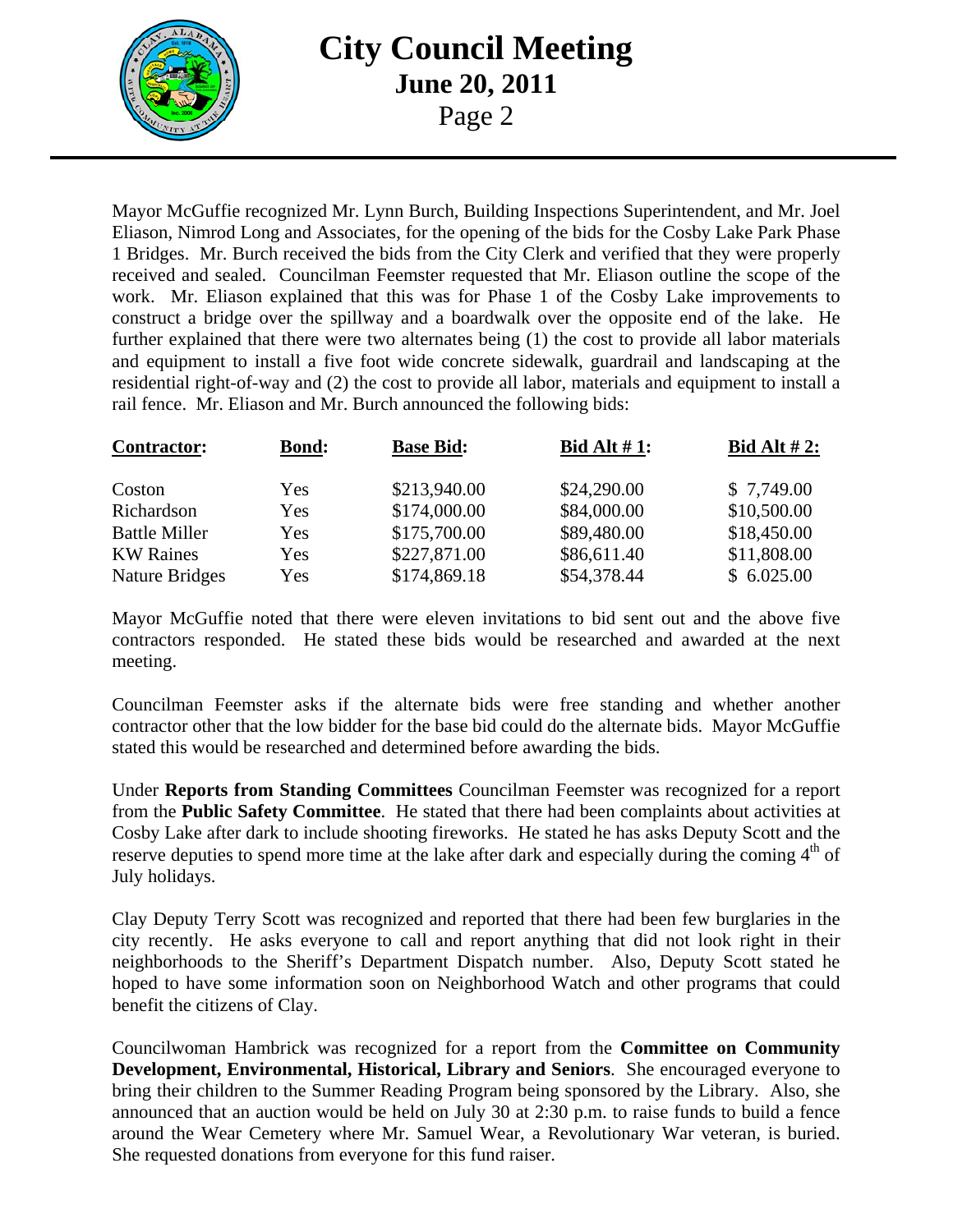Mayor McGuffie recognized Mr. Lynn Burch, Building Inspections Superintendent, and Mr. Joel Eliason, Nimrod Long and Associates, for the opening of the bids for the Cosby Lake Park Phase 1 Bridges. Mr. Burch received the bids from the City Clerk and verified that they were properly received and sealed. Councilman Feemster requested that Mr. Eliason outline the scope of the work. Mr. Eliason explained that this was for Phase 1 of the Cosby Lake improvements to construct a bridge over the spillway and a boardwalk over the opposite end of the lake. He further explained that there were two alternates being (1) the cost to provide all labor materials and equipment to install a five foot wide concrete sidewalk, guardrail and landscaping at the residential right-of-way and (2) the cost to provide all labor, materials and equipment to install a rail fence. Mr. Eliason and Mr. Burch announced the following bids:

| Contractor: | Bond: | Base Bid: | Bid Alt # 1: | Bid Alt # 2: |
|---|---|---|---|---|
| Coston | Yes | $213,940.00 | $24,290.00 | $ 7,749.00 |
| Richardson | Yes | $174,000.00 | $84,000.00 | $10,500.00 |
| Battle Miller | Yes | $175,700.00 | $89,480.00 | $18,450.00 |
| KW Raines | Yes | $227,871.00 | $86,611.40 | $11,808.00 |
| Nature Bridges | Yes | $174,869.18 | $54,378.44 | $ 6.025.00 |

Mayor McGuffie noted that there were eleven invitations to bid sent out and the above five contractors responded. He stated these bids would be researched and awarded at the next meeting.

Councilman Feemster asks if the alternate bids were free standing and whether another contractor other that the low bidder for the base bid could do the alternate bids. Mayor McGuffie stated this would be researched and determined before awarding the bids.

Under **Reports from Standing Committees** Councilman Feemster was recognized for a report from the **Public Safety Committee**. He stated that there had been complaints about activities at Cosby Lake after dark to include shooting fireworks. He stated he has asks Deputy Scott and the reserve deputies to spend more time at the lake after dark and especially during the coming 4th of July holidays.

Clay Deputy Terry Scott was recognized and reported that there had been few burglaries in the city recently. He asks everyone to call and report anything that did not look right in their neighborhoods to the Sheriff's Department Dispatch number. Also, Deputy Scott stated he hoped to have some information soon on Neighborhood Watch and other programs that could benefit the citizens of Clay.

Councilwoman Hambrick was recognized for a report from the **Committee on Community Development, Environmental, Historical, Library and Seniors**. She encouraged everyone to bring their children to the Summer Reading Program being sponsored by the Library. Also, she announced that an auction would be held on July 30 at 2:30 p.m. to raise funds to build a fence around the Wear Cemetery where Mr. Samuel Wear, a Revolutionary War veteran, is buried. She requested donations from everyone for this fund raiser.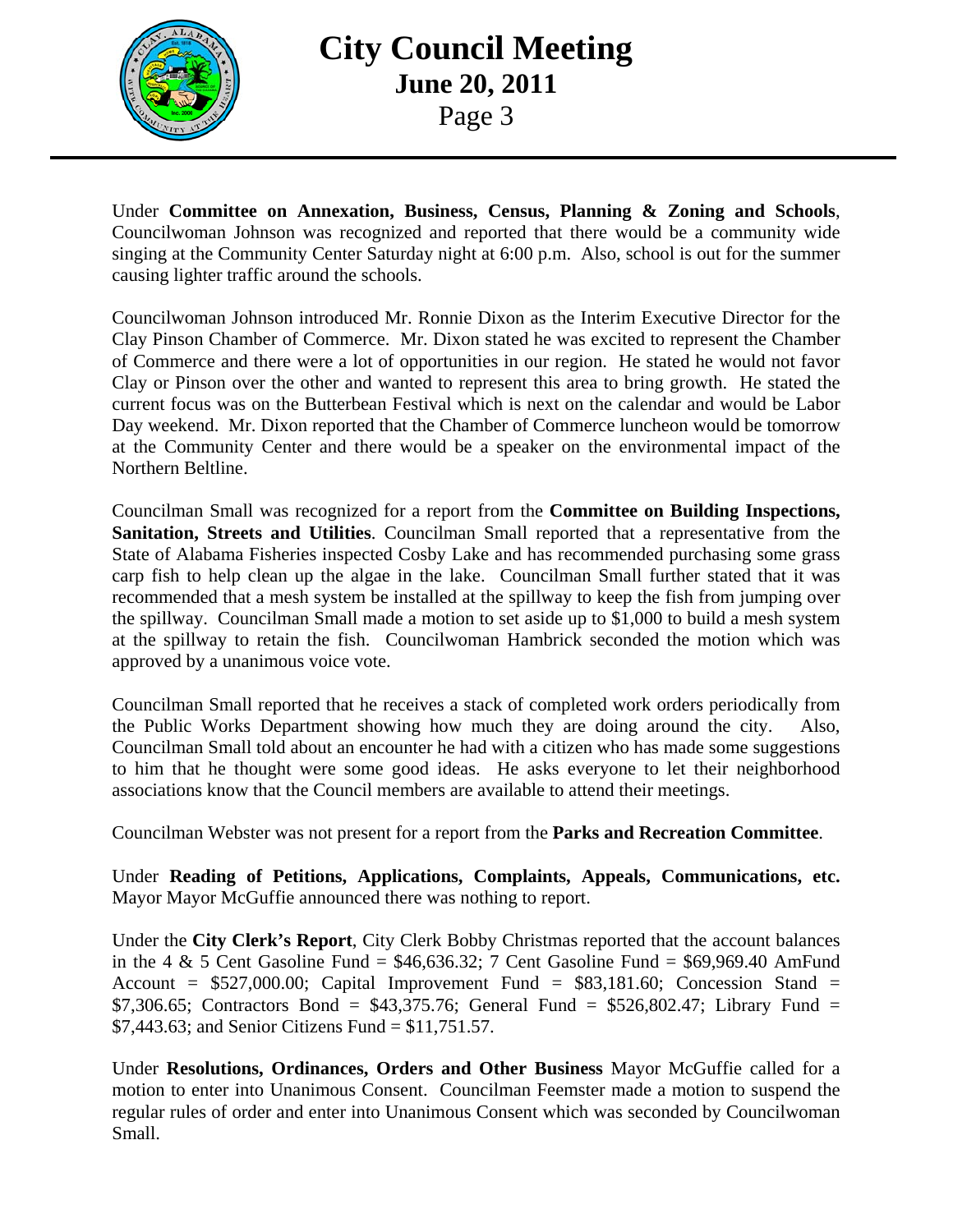Under **Committee on Annexation, Business, Census, Planning & Zoning and Schools**, Councilwoman Johnson was recognized and reported that there would be a community wide singing at the Community Center Saturday night at 6:00 p.m. Also, school is out for the summer causing lighter traffic around the schools.

Councilwoman Johnson introduced Mr. Ronnie Dixon as the Interim Executive Director for the Clay Pinson Chamber of Commerce. Mr. Dixon stated he was excited to represent the Chamber of Commerce and there were a lot of opportunities in our region. He stated he would not favor Clay or Pinson over the other and wanted to represent this area to bring growth. He stated the current focus was on the Butterbean Festival which is next on the calendar and would be Labor Day weekend. Mr. Dixon reported that the Chamber of Commerce luncheon would be tomorrow at the Community Center and there would be a speaker on the environmental impact of the Northern Beltline.

Councilman Small was recognized for a report from the **Committee on Building Inspections, Sanitation, Streets and Utilities**. Councilman Small reported that a representative from the State of Alabama Fisheries inspected Cosby Lake and has recommended purchasing some grass carp fish to help clean up the algae in the lake. Councilman Small further stated that it was recommended that a mesh system be installed at the spillway to keep the fish from jumping over the spillway. Councilman Small made a motion to set aside up to $1,000 to build a mesh system at the spillway to retain the fish. Councilwoman Hambrick seconded the motion which was approved by a unanimous voice vote.

Councilman Small reported that he receives a stack of completed work orders periodically from the Public Works Department showing how much they are doing around the city. Also, Councilman Small told about an encounter he had with a citizen who has made some suggestions to him that he thought were some good ideas. He asks everyone to let their neighborhood associations know that the Council members are available to attend their meetings.

Councilman Webster was not present for a report from the **Parks and Recreation Committee**.

Under **Reading of Petitions, Applications, Complaints, Appeals, Communications, etc.** Mayor Mayor McGuffie announced there was nothing to report.

Under the **City Clerk's Report**, City Clerk Bobby Christmas reported that the account balances in the 4 & 5 Cent Gasoline Fund = $46,636.32; 7 Cent Gasoline Fund = $69,969.40 AmFund Account = $527,000.00; Capital Improvement Fund = $83,181.60; Concession Stand = $7,306.65; Contractors Bond = $43,375.76; General Fund = $526,802.47; Library Fund = $7,443.63; and Senior Citizens Fund = $11,751.57.

Under **Resolutions, Ordinances, Orders and Other Business** Mayor McGuffie called for a motion to enter into Unanimous Consent. Councilman Feemster made a motion to suspend the regular rules of order and enter into Unanimous Consent which was seconded by Councilwoman Small.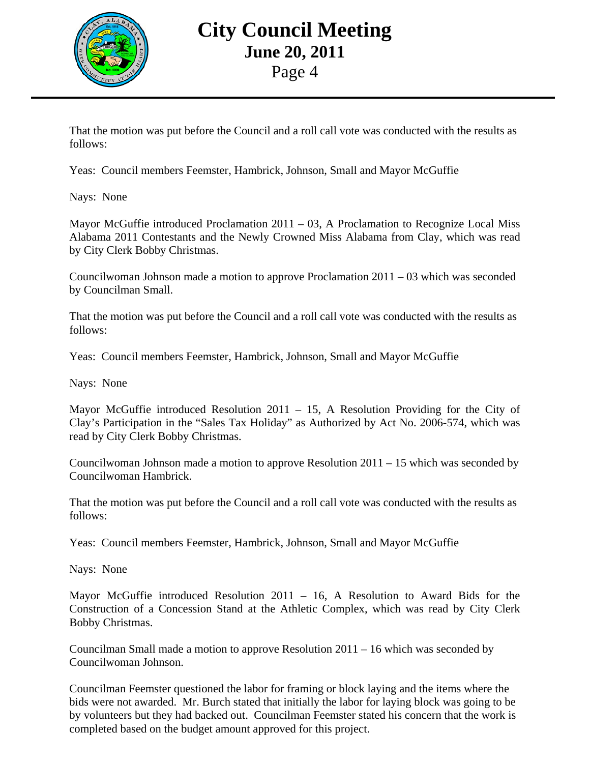That the motion was put before the Council and a roll call vote was conducted with the results as follows:

Yeas: Council members Feemster, Hambrick, Johnson, Small and Mayor McGuffie

Nays: None

Mayor McGuffie introduced Proclamation 2011 – 03, A Proclamation to Recognize Local Miss Alabama 2011 Contestants and the Newly Crowned Miss Alabama from Clay, which was read by City Clerk Bobby Christmas.

Councilwoman Johnson made a motion to approve Proclamation 2011 – 03 which was seconded by Councilman Small.

That the motion was put before the Council and a roll call vote was conducted with the results as follows:

Yeas: Council members Feemster, Hambrick, Johnson, Small and Mayor McGuffie

Nays: None

Mayor McGuffie introduced Resolution 2011 – 15, A Resolution Providing for the City of Clay's Participation in the "Sales Tax Holiday" as Authorized by Act No. 2006-574, which was read by City Clerk Bobby Christmas.

Councilwoman Johnson made a motion to approve Resolution 2011 – 15 which was seconded by Councilwoman Hambrick.

That the motion was put before the Council and a roll call vote was conducted with the results as follows:

Yeas: Council members Feemster, Hambrick, Johnson, Small and Mayor McGuffie

Nays: None

Mayor McGuffie introduced Resolution 2011 – 16, A Resolution to Award Bids for the Construction of a Concession Stand at the Athletic Complex, which was read by City Clerk Bobby Christmas.

Councilman Small made a motion to approve Resolution 2011 – 16 which was seconded by Councilwoman Johnson.

Councilman Feemster questioned the labor for framing or block laying and the items where the bids were not awarded. Mr. Burch stated that initially the labor for laying block was going to be by volunteers but they had backed out. Councilman Feemster stated his concern that the work is completed based on the budget amount approved for this project.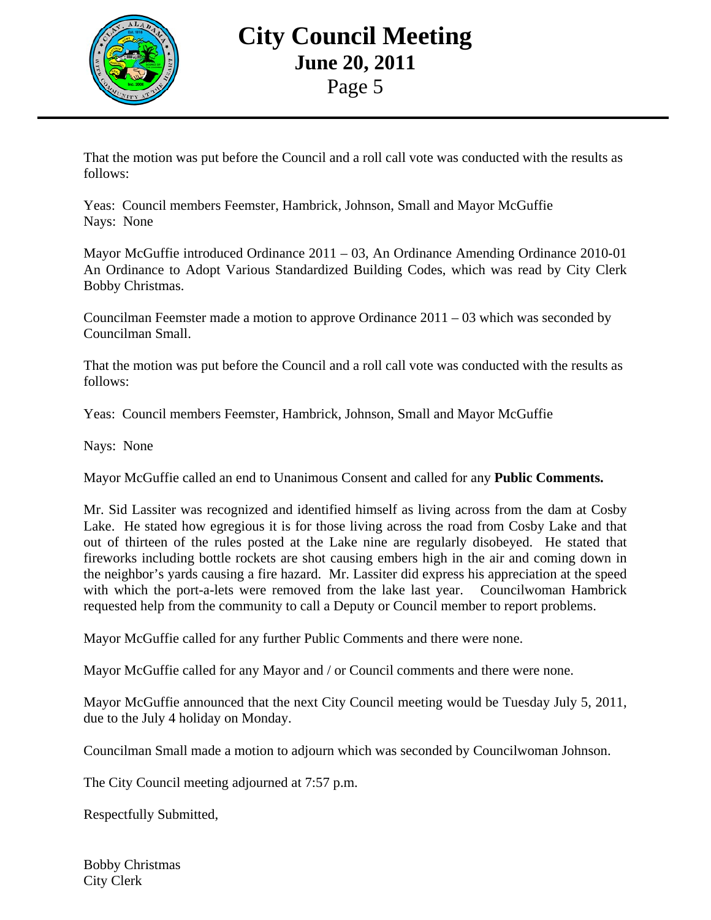That the motion was put before the Council and a roll call vote was conducted with the results as follows:

Yeas: Council members Feemster, Hambrick, Johnson, Small and Mayor McGuffie
Nays: None

Mayor McGuffie introduced Ordinance 2011 – 03, An Ordinance Amending Ordinance 2010-01 An Ordinance to Adopt Various Standardized Building Codes, which was read by City Clerk Bobby Christmas.

Councilman Feemster made a motion to approve Ordinance 2011 – 03 which was seconded by Councilman Small.

That the motion was put before the Council and a roll call vote was conducted with the results as follows:

Yeas: Council members Feemster, Hambrick, Johnson, Small and Mayor McGuffie

Nays: None

Mayor McGuffie called an end to Unanimous Consent and called for any **Public Comments.**

Mr. Sid Lassiter was recognized and identified himself as living across from the dam at Cosby Lake. He stated how egregious it is for those living across the road from Cosby Lake and that out of thirteen of the rules posted at the Lake nine are regularly disobeyed. He stated that fireworks including bottle rockets are shot causing embers high in the air and coming down in the neighbor's yards causing a fire hazard. Mr. Lassiter did express his appreciation at the speed with which the port-a-lets were removed from the lake last year. Councilwoman Hambrick requested help from the community to call a Deputy or Council member to report problems.

Mayor McGuffie called for any further Public Comments and there were none.

Mayor McGuffie called for any Mayor and / or Council comments and there were none.

Mayor McGuffie announced that the next City Council meeting would be Tuesday July 5, 2011, due to the July 4 holiday on Monday.

Councilman Small made a motion to adjourn which was seconded by Councilwoman Johnson.

The City Council meeting adjourned at 7:57 p.m.

Respectfully Submitted,

Bobby Christmas
City Clerk